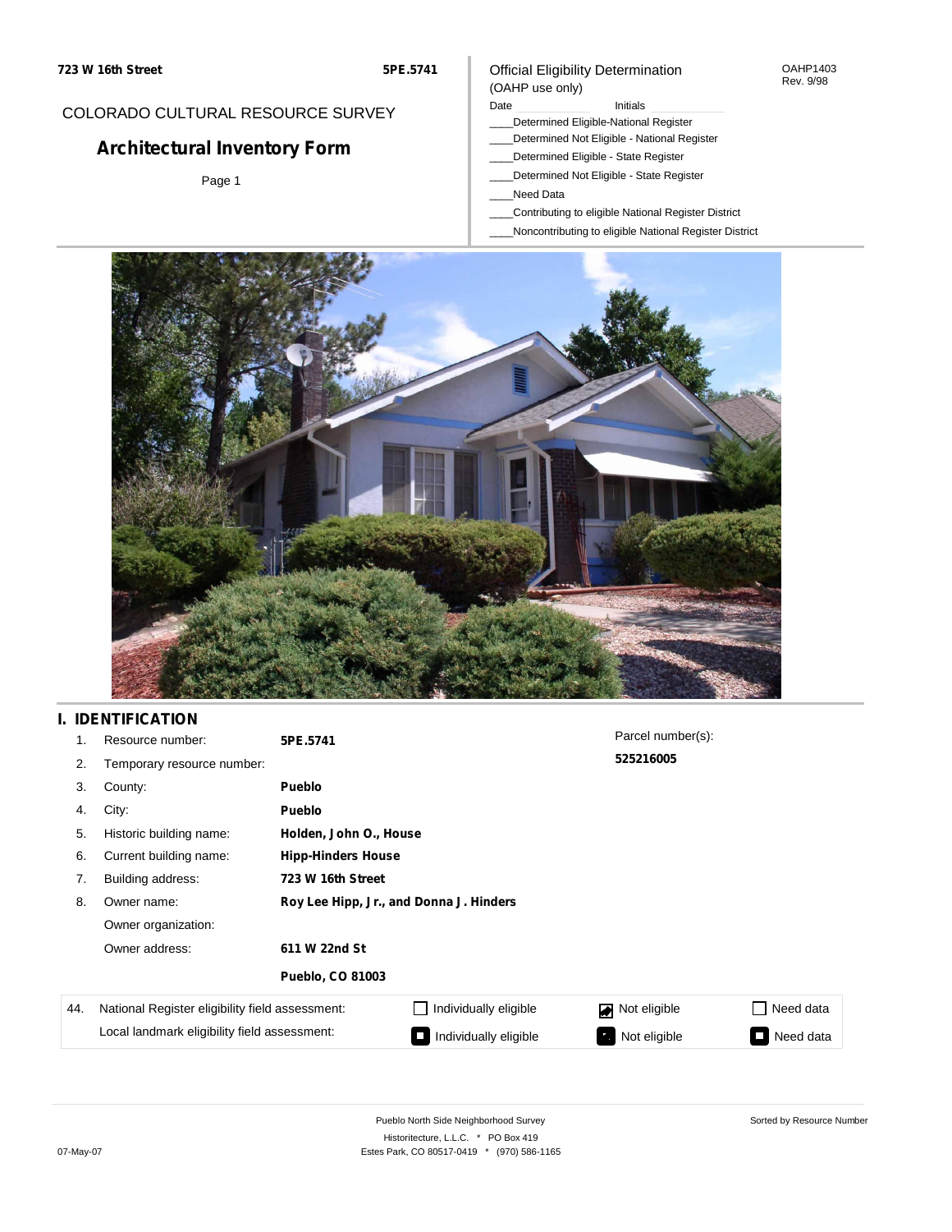**723 W 16th Street** **5PE.5741**

COLORADO CULTURAL RESOURCE SURVEY

# Architectural Inventory Form

Official Eligibility Determination
(OAHP use only)

OAHP1403
Rev. 9/98

Date ________ Initials ________

____Determined Eligible-National Register
____Determined Not Eligible - National Register
____Determined Eligible - State Register
____Determined Not Eligible - State Register
____Need Data
____Contributing to eligible National Register District
____Noncontributing to eligible National Register District

## I. IDENTIFICATION

| | | |
|---|---|---|
| 1. | Resource number: | **5PE.5741** |
| 2. | Temporary resource number: | |
| 3. | County: | **Pueblo** |
| 4. | City: | **Pueblo** |
| 5. | Historic building name: | **Holden, John O., House** |
| 6. | Current building name: | **Hipp-Hinders House** |
| 7. | Building address: | **723 W 16th Street** |
| 8. | Owner name: | **Roy Lee Hipp, Jr., and Donna J. Hinders** |
| | Owner organization: | |
| | Owner address: | **611 W 22nd St** |
| | | **Pueblo, CO 81003** |

Parcel number(s):
**525216005**

| 44. | | | | |
|---|---|---|---|---|
| | National Register eligibility field assessment: | ☐ Individually eligible | ☑ Not eligible | ☐ Need data |
| | Local landmark eligibility field assessment: | ■ Individually eligible | ■ Not eligible | ■ Need data |

Pueblo North Side Neighborhood Survey
Historitecture, L.L.C. * PO Box 419
Estes Park, CO 80517-0419 * (970) 586-1165

Sorted by Resource Number

07-May-07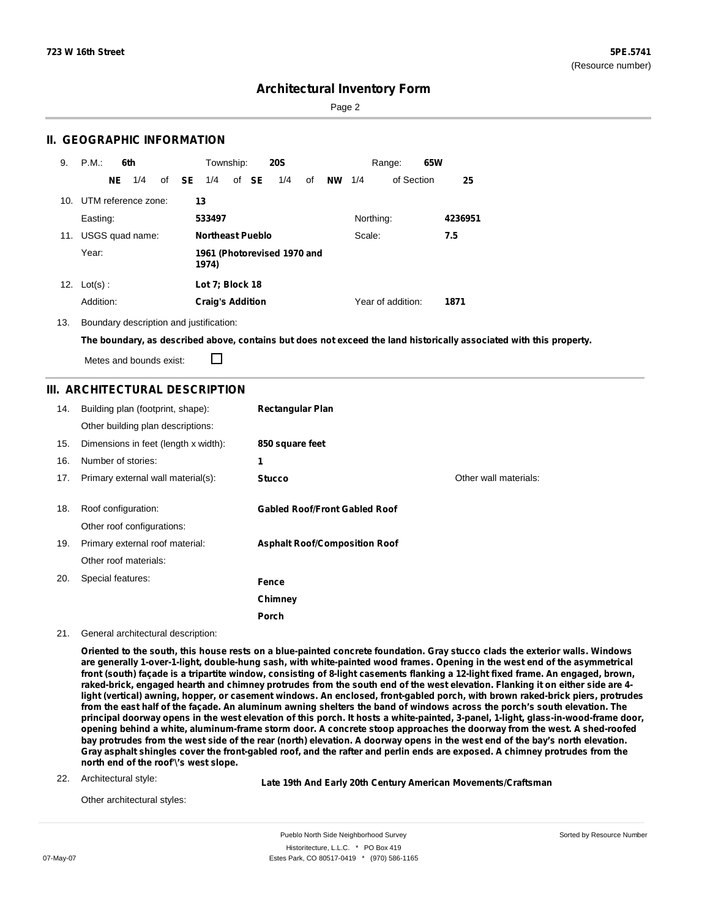**723 W 16th Street** **5PE.5741**
(Resource number)

# Architectural Inventory Form

## II. GEOGRAPHIC INFORMATION

9. P.M.: **6th** Township: **20S** Range: **65W**
   **NE** 1/4 of **SE** 1/4 of **SE** 1/4 of **NW** 1/4 of Section **25**

10. UTM reference zone: **13**
    Easting: **533497** Northing: **4236951**

11. USGS quad name: **Northeast Pueblo** Scale: **7.5**
    Year: **1961 (Photorevised 1970 and 1974)**

12. Lot(s) : **Lot 7; Block 18**
    Addition: **Craig's Addition** Year of addition: **1871**

13. Boundary description and justification:
    **The boundary, as described above, contains but does not exceed the land historically associated with this property.**
    Metes and bounds exist: ☐

## III. ARCHITECTURAL DESCRIPTION

14. Building plan (footprint, shape): **Rectangular Plan**
    Other building plan descriptions:
15. Dimensions in feet (length x width): **850 square feet**
16. Number of stories: **1**
17. Primary external wall material(s): **Stucco** Other wall materials:
18. Roof configuration: **Gabled Roof/Front Gabled Roof**
    Other roof configurations:
19. Primary external roof material: **Asphalt Roof/Composition Roof**
    Other roof materials:
20. Special features: **Fence**
    **Chimney**
    **Porch**

21. General architectural description:
    **Oriented to the south, this house rests on a blue-painted concrete foundation. Gray stucco clads the exterior walls. Windows are generally 1-over-1-light, double-hung sash, with white-painted wood frames. Opening in the west end of the asymmetrical front (south) façade is a tripartite window, consisting of 8-light casements flanking a 12-light fixed frame. An engaged, brown, raked-brick, engaged hearth and chimney protrudes from the south end of the west elevation. Flanking it on either side are 4-light (vertical) awning, hopper, or casement windows. An enclosed, front-gabled porch, with brown raked-brick piers, protrudes from the east half of the façade. An aluminum awning shelters the band of windows across the porch's south elevation. The principal doorway opens in the west elevation of this porch. It hosts a white-painted, 3-panel, 1-light, glass-in-wood-frame door, opening behind a white, aluminum-frame storm door. A concrete stoop approaches the doorway from the west. A shed-roofed bay protrudes from the west side of the rear (north) elevation. A doorway opens in the west end of the bay's north elevation. Gray asphalt shingles cover the front-gabled roof, and the rafter and perlin ends are exposed. A chimney protrudes from the north end of the roof'\'s west slope.**

22. Architectural style: **Late 19th And Early 20th Century American Movements/Craftsman**
    Other architectural styles: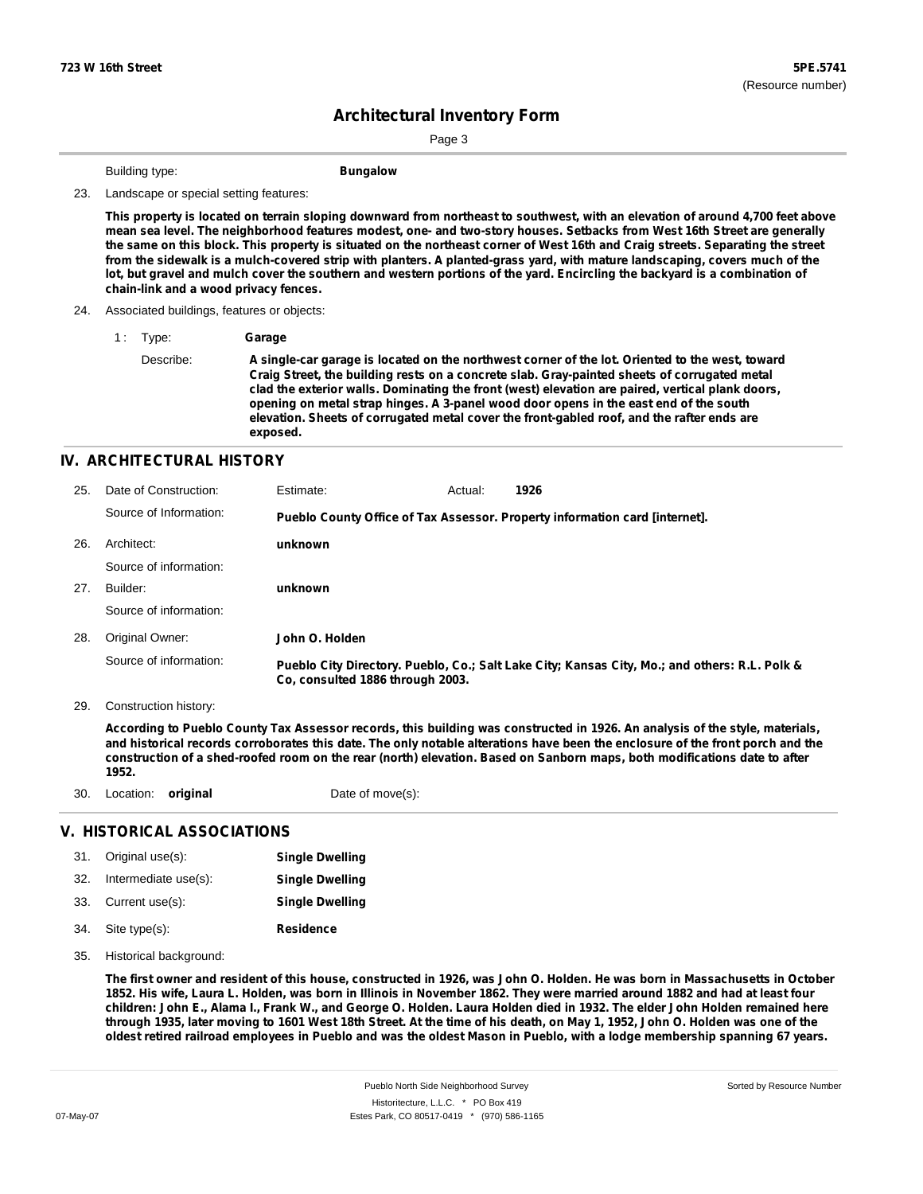# Architectural Inventory Form

Building type: **Bungalow**

23. Landscape or special setting features:

**This property is located on terrain sloping downward from northeast to southwest, with an elevation of around 4,700 feet above mean sea level. The neighborhood features modest, one- and two-story houses. Setbacks from West 16th Street are generally the same on this block. This property is situated on the northeast corner of West 16th and Craig streets. Separating the street from the sidewalk is a mulch-covered strip with planters. A planted-grass yard, with mature landscaping, covers much of the lot, but gravel and mulch cover the southern and western portions of the yard. Encircling the backyard is a combination of chain-link and a wood privacy fences.**

24. Associated buildings, features or objects:

1 : Type: **Garage**

Describe: **A single-car garage is located on the northwest corner of the lot. Oriented to the west, toward Craig Street, the building rests on a concrete slab. Gray-painted sheets of corrugated metal clad the exterior walls. Dominating the front (west) elevation are paired, vertical plank doors, opening on metal strap hinges. A 3-panel wood door opens in the east end of the south elevation. Sheets of corrugated metal cover the front-gabled roof, and the rafter ends are exposed.**

## IV. ARCHITECTURAL HISTORY

25. Date of Construction: Estimate: Actual: **1926**

Source of Information: **Pueblo County Office of Tax Assessor. Property information card [internet].**

26. Architect: **unknown**

Source of information:

27. Builder: **unknown**

Source of information:

28. Original Owner: **John O. Holden**

Source of information: **Pueblo City Directory. Pueblo, Co.; Salt Lake City; Kansas City, Mo.; and others: R.L. Polk & Co, consulted 1886 through 2003.**

29. Construction history:

**According to Pueblo County Tax Assessor records, this building was constructed in 1926. An analysis of the style, materials, and historical records corroborates this date. The only notable alterations have been the enclosure of the front porch and the construction of a shed-roofed room on the rear (north) elevation. Based on Sanborn maps, both modifications date to after 1952.**

30. Location: **original** Date of move(s):

## V. HISTORICAL ASSOCIATIONS

31. Original use(s): **Single Dwelling**
32. Intermediate use(s): **Single Dwelling**
33. Current use(s): **Single Dwelling**
34. Site type(s): **Residence**

35. Historical background:

**The first owner and resident of this house, constructed in 1926, was John O. Holden. He was born in Massachusetts in October 1852. His wife, Laura L. Holden, was born in Illinois in November 1862. They were married around 1882 and had at least four children: John E., Alama I., Frank W., and George O. Holden. Laura Holden died in 1932. The elder John Holden remained here through 1935, later moving to 1601 West 18th Street. At the time of his death, on May 1, 1952, John O. Holden was one of the oldest retired railroad employees in Pueblo and was the oldest Mason in Pueblo, with a lodge membership spanning 67 years.**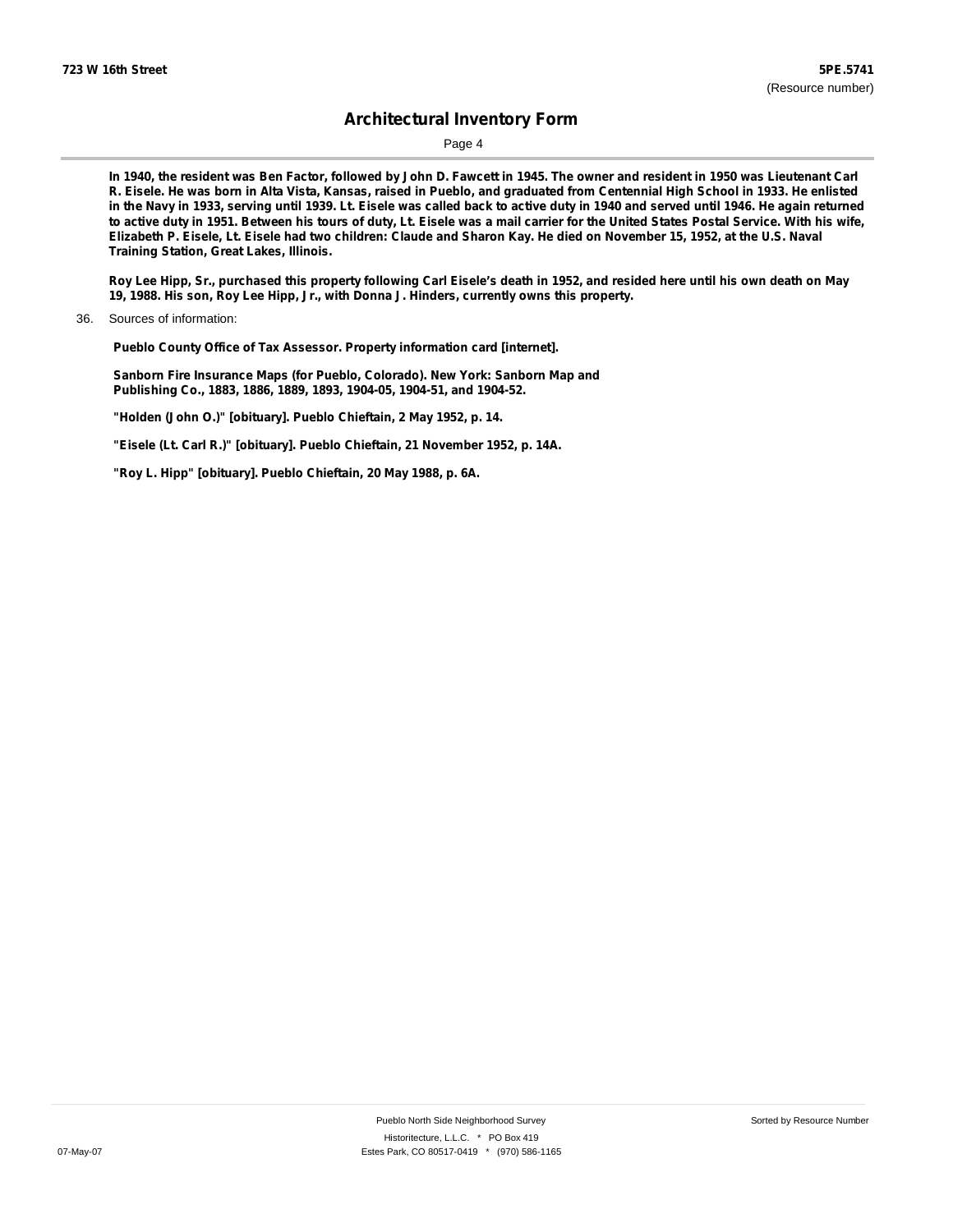In 1940, the resident was Ben Factor, followed by John D. Fawcett in 1945. The owner and resident in 1950 was Lieutenant Carl R. Eisele. He was born in Alta Vista, Kansas, raised in Pueblo, and graduated from Centennial High School in 1933. He enlisted in the Navy in 1933, serving until 1939. Lt. Eisele was called back to active duty in 1940 and served until 1946. He again returned to active duty in 1951. Between his tours of duty, Lt. Eisele was a mail carrier for the United States Postal Service. With his wife, Elizabeth P. Eisele, Lt. Eisele had two children: Claude and Sharon Kay. He died on November 15, 1952, at the U.S. Naval Training Station, Great Lakes, Illinois.

Roy Lee Hipp, Sr., purchased this property following Carl Eisele's death in 1952, and resided here until his own death on May 19, 1988. His son, Roy Lee Hipp, Jr., with Donna J. Hinders, currently owns this property.

36. Sources of information:

**Pueblo County Office of Tax Assessor. Property information card [internet].**

**Sanborn Fire Insurance Maps (for Pueblo, Colorado). New York: Sanborn Map and Publishing Co., 1883, 1886, 1889, 1893, 1904-05, 1904-51, and 1904-52.**

**"Holden (John O.)" [obituary]. Pueblo Chieftain, 2 May 1952, p. 14.**

**"Eisele (Lt. Carl R.)" [obituary]. Pueblo Chieftain, 21 November 1952, p. 14A.**

**"Roy L. Hipp" [obituary]. Pueblo Chieftain, 20 May 1988, p. 6A.**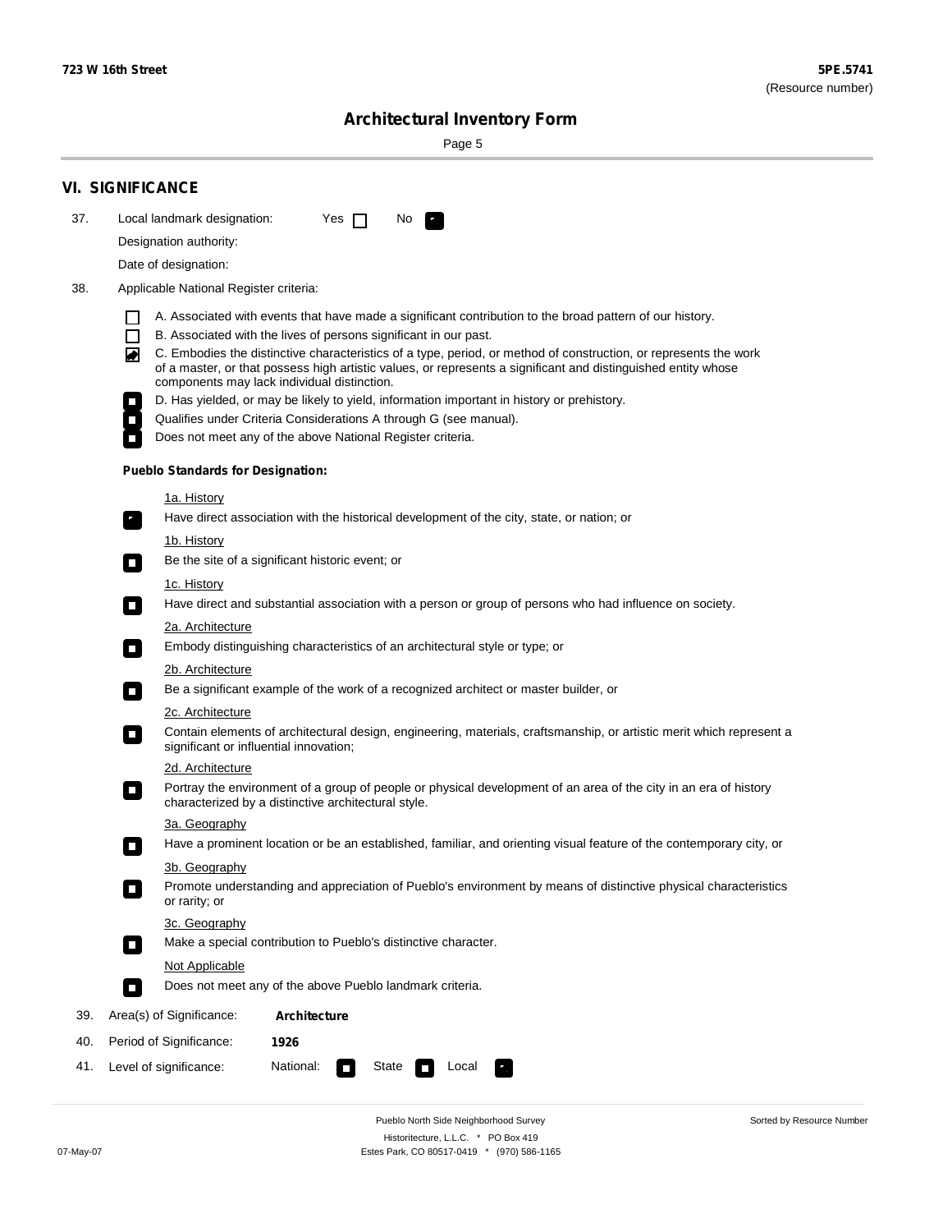723 W 16th Street

**5PE.5741**
(Resource number)

# Architectural Inventory Form

## VI. SIGNIFICANCE

37. Local landmark designation: Yes ☐ No ☑

Designation authority:

Date of designation:

38. Applicable National Register criteria:

- ☐ A. Associated with events that have made a significant contribution to the broad pattern of our history.
- ☐ B. Associated with the lives of persons significant in our past.
- ☑ C. Embodies the distinctive characteristics of a type, period, or method of construction, or represents the work of a master, or that possess high artistic values, or represents a significant and distinguished entity whose components may lack individual distinction.
- ☐ D. Has yielded, or may be likely to yield, information important in history or prehistory.
- ☐ Qualifies under Criteria Considerations A through G (see manual).
- ☐ Does not meet any of the above National Register criteria.

**Pueblo Standards for Designation:**

1a. History

☑ Have direct association with the historical development of the city, state, or nation; or

1b. History

☐ Be the site of a significant historic event; or

1c. History

☐ Have direct and substantial association with a person or group of persons who had influence on society.

2a. Architecture

☐ Embody distinguishing characteristics of an architectural style or type; or

2b. Architecture

☐ Be a significant example of the work of a recognized architect or master builder, or

2c. Architecture

☐ Contain elements of architectural design, engineering, materials, craftsmanship, or artistic merit which represent a significant or influential innovation;

2d. Architecture

☐ Portray the environment of a group of people or physical development of an area of the city in an era of history characterized by a distinctive architectural style.

3a. Geography

☐ Have a prominent location or be an established, familiar, and orienting visual feature of the contemporary city, or

3b. Geography

☐ Promote understanding and appreciation of Pueblo's environment by means of distinctive physical characteristics or rarity; or

3c. Geography

☐ Make a special contribution to Pueblo's distinctive character.

Not Applicable

☐ Does not meet any of the above Pueblo landmark criteria.

39. Area(s) of Significance: **Architecture**

40. Period of Significance: **1926**

41. Level of significance: National: ☐ State ☐ Local ☑

Pueblo North Side Neighborhood Survey
Historitecture, L.L.C. * PO Box 419
Estes Park, CO 80517-0419 * (970) 586-1165

Sorted by Resource Number

07-May-07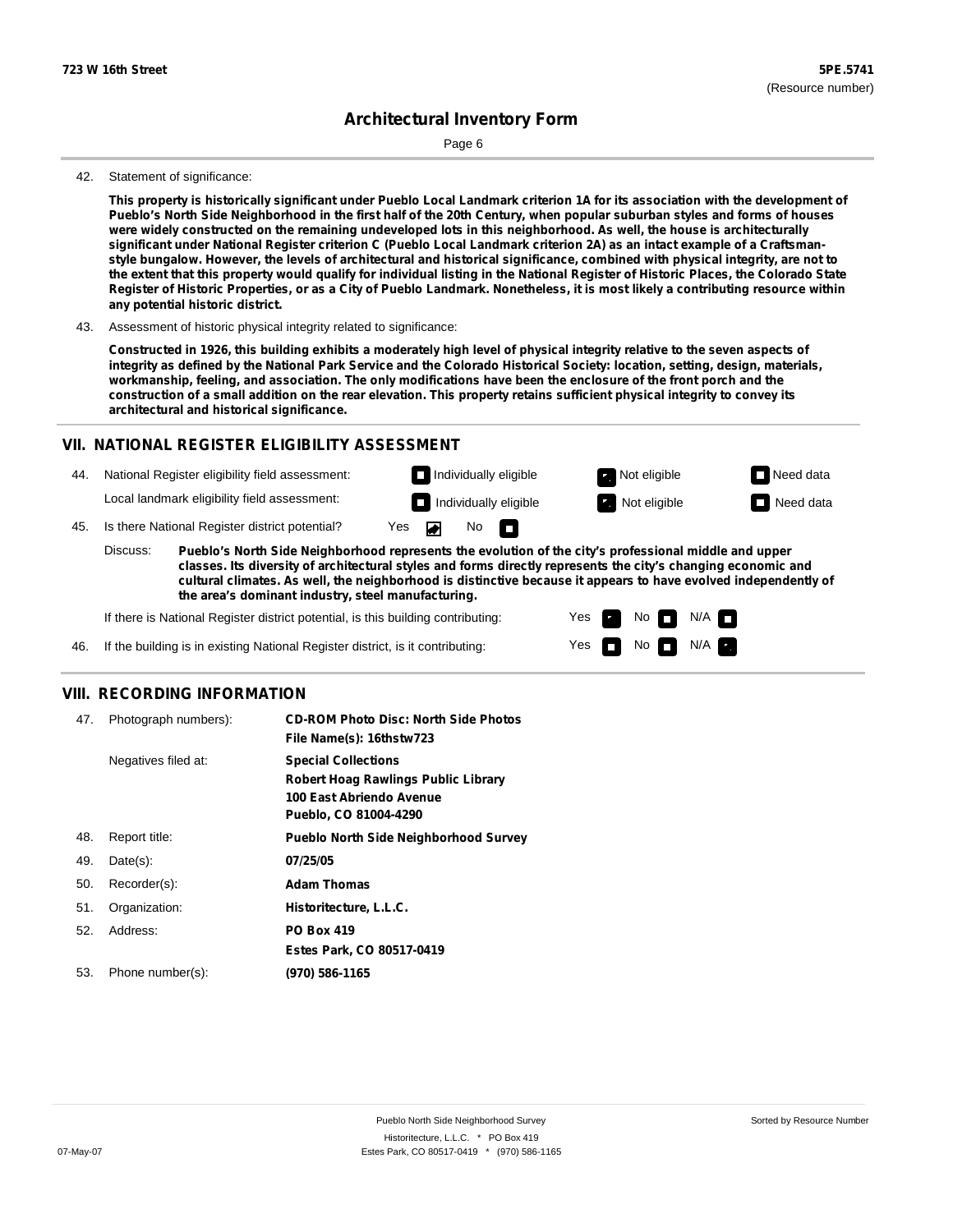**723 W 16th Street** **5PE.5741**
(Resource number)

# Architectural Inventory Form

42. Statement of significance:

**This property is historically significant under Pueblo Local Landmark criterion 1A for its association with the development of Pueblo's North Side Neighborhood in the first half of the 20th Century, when popular suburban styles and forms of houses were widely constructed on the remaining undeveloped lots in this neighborhood. As well, the house is architecturally significant under National Register criterion C (Pueblo Local Landmark criterion 2A) as an intact example of a Craftsman-style bungalow. However, the levels of architectural and historical significance, combined with physical integrity, are not to the extent that this property would qualify for individual listing in the National Register of Historic Places, the Colorado State Register of Historic Properties, or as a City of Pueblo Landmark. Nonetheless, it is most likely a contributing resource within any potential historic district.**

43. Assessment of historic physical integrity related to significance:

**Constructed in 1926, this building exhibits a moderately high level of physical integrity relative to the seven aspects of integrity as defined by the National Park Service and the Colorado Historical Society: location, setting, design, materials, workmanship, feeling, and association. The only modifications have been the enclosure of the front porch and the construction of a small addition on the rear elevation. This property retains sufficient physical integrity to convey its architectural and historical significance.**

## VII. NATIONAL REGISTER ELIGIBILITY ASSESSMENT

44. National Register eligibility field assessment: ☐ Individually eligible ☑ Not eligible ☐ Need data

Local landmark eligibility field assessment: ☐ Individually eligible ☑ Not eligible ☐ Need data

45. Is there National Register district potential? Yes ☑ No ☐

Discuss: **Pueblo's North Side Neighborhood represents the evolution of the city's professional middle and upper classes. Its diversity of architectural styles and forms directly represents the city's changing economic and cultural climates. As well, the neighborhood is distinctive because it appears to have evolved independently of the area's dominant industry, steel manufacturing.**

If there is National Register district potential, is this building contributing: Yes ☑ No ☐ N/A ☐

46. If the building is in existing National Register district, is it contributing: Yes ☐ No ☐ N/A ☑

## VIII. RECORDING INFORMATION

47. Photograph numbers): **CD-ROM Photo Disc: North Side Photos**
**File Name(s): 16thstw723**

Negatives filed at: **Special Collections**
**Robert Hoag Rawlings Public Library**
**100 East Abriendo Avenue**
**Pueblo, CO 81004-4290**

48. Report title: **Pueblo North Side Neighborhood Survey**

49. Date(s): **07/25/05**

50. Recorder(s): **Adam Thomas**

51. Organization: **Historitecture, L.L.C.**

52. Address: **PO Box 419**
**Estes Park, CO 80517-0419**

53. Phone number(s): **(970) 586-1165**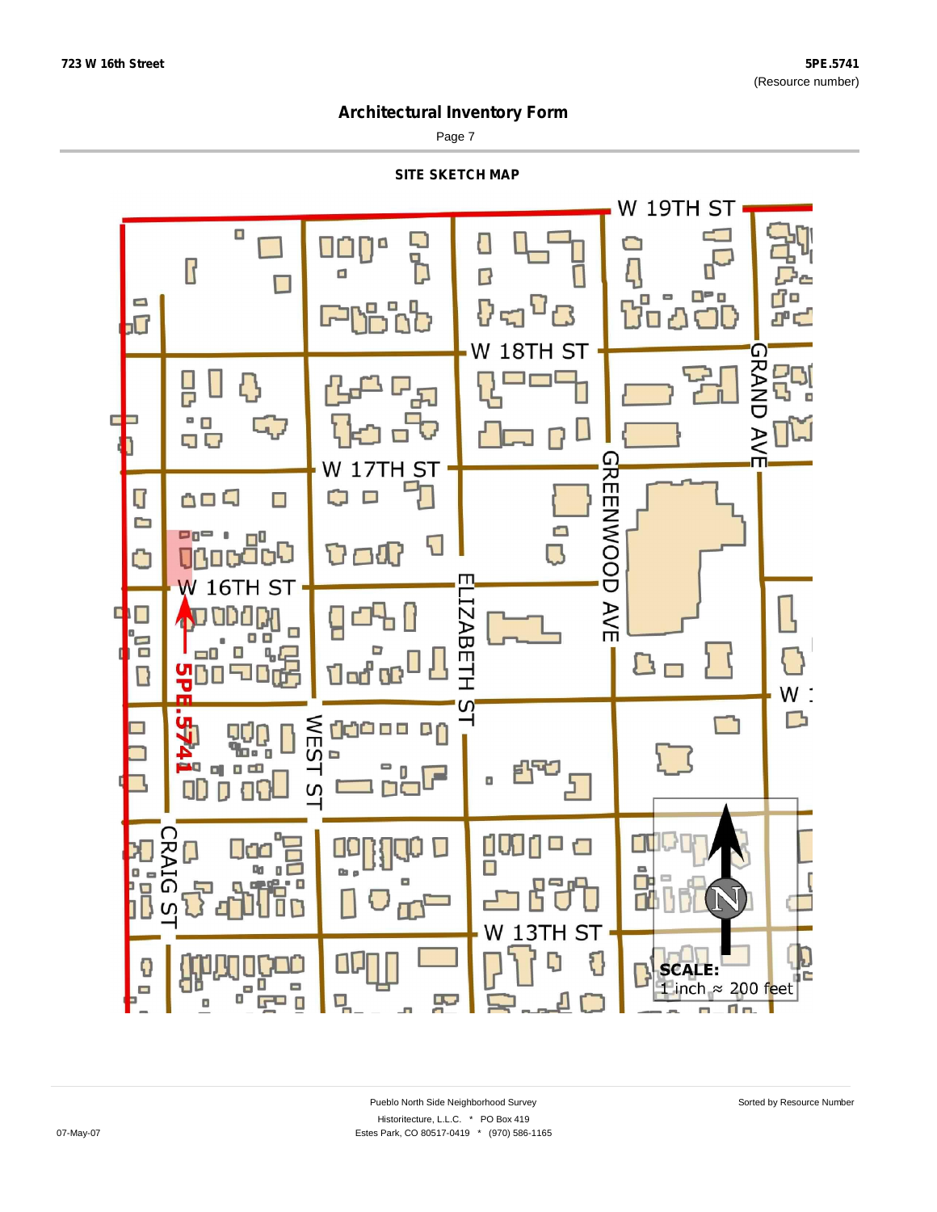## Architectural Inventory Form

### SITE SKETCH MAP

W 19TH ST

W 18TH ST

W 17TH ST

W 16TH ST

GRAND AVE

GREENWOOD AVE

ELIZABETH ST

WEST ST

CRAIG ST

W 13TH ST

5PE.5741

SCALE:
1 inch ≈ 200 feet

Pueblo North Side Neighborhood Survey
Historitecture, L.L.C. * PO Box 419
Estes Park, CO 80517-0419 * (970) 586-1165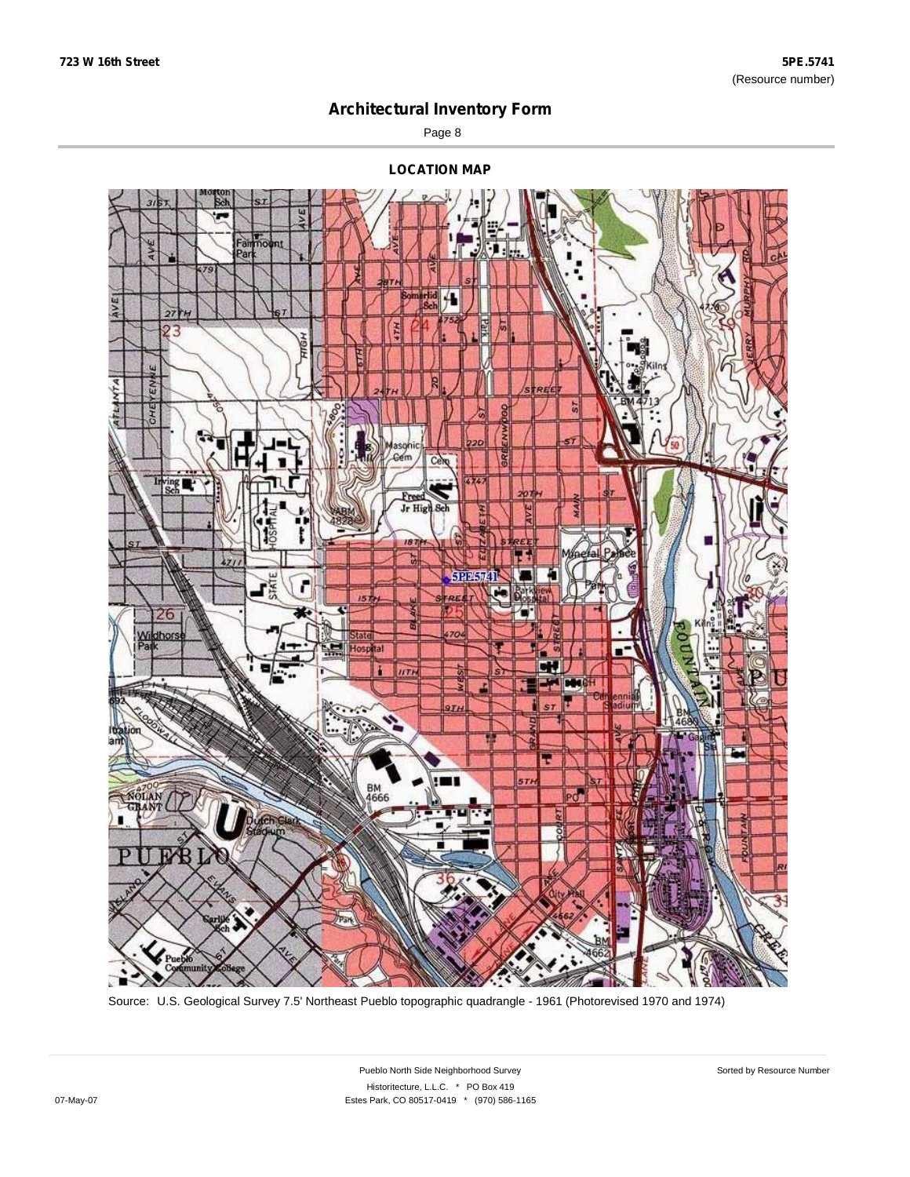## LOCATION MAP

Source: U.S. Geological Survey 7.5' Northeast Pueblo topographic quadrangle - 1961 (Photorevised 1970 and 1974)